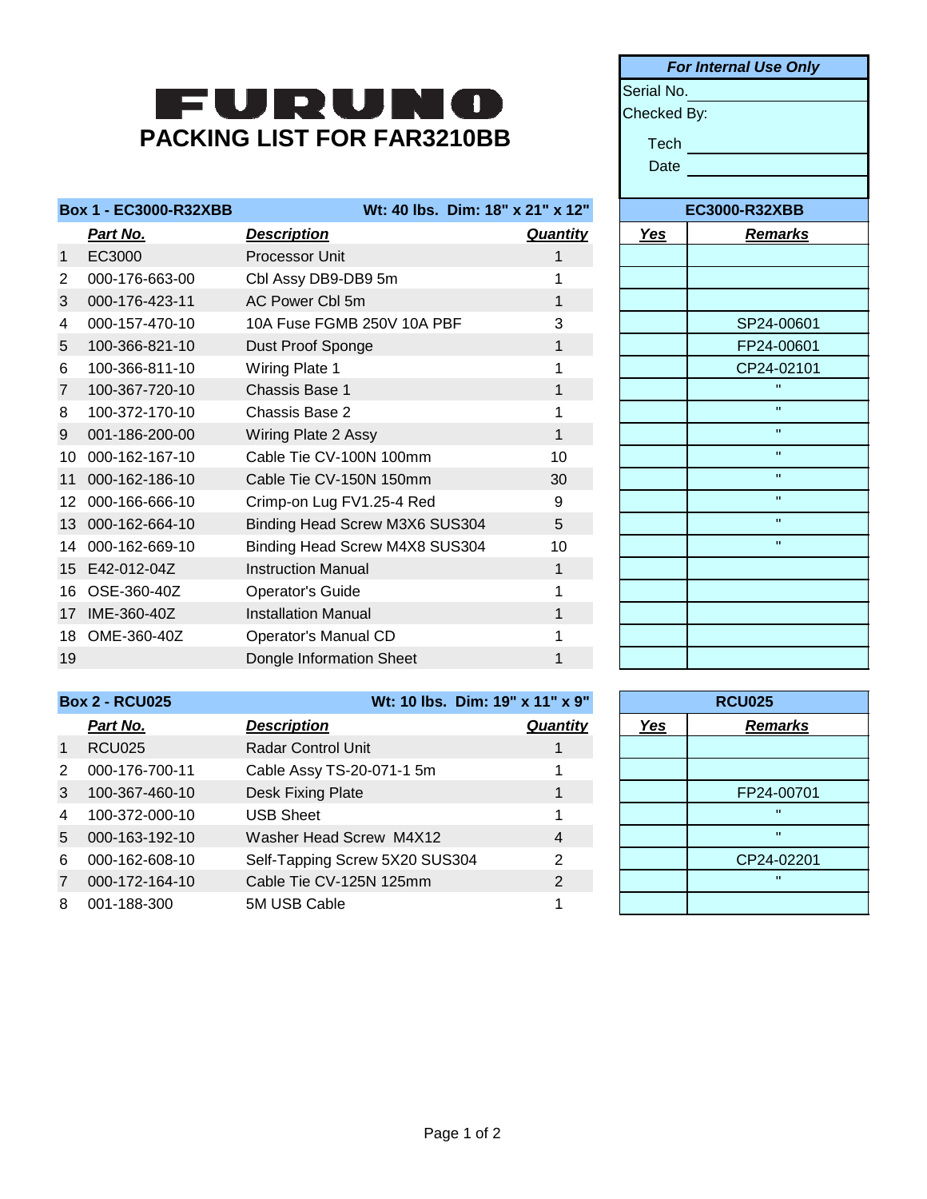# FURUNO

## PACKING LIST FOR FAR3210BB

| *For Internal Use Only* | |
|---|---|
| Serial No. | |
| Checked By: | |
| Tech | |
| Date | |

| Box 1 - EC3000-R32XBB | | Wt: 40 lbs. Dim: 18" x 21" x 12" | | EC3000-R32XBB | |
|---|---|---|---|---|---|
| | ***Part No.*** | ***Description*** | ***Quantity*** | ***Yes*** | ***Remarks*** |
| 1 | EC3000 | Processor Unit | 1 | | |
| 2 | 000-176-663-00 | Cbl Assy DB9-DB9 5m | 1 | | |
| 3 | 000-176-423-11 | AC Power Cbl 5m | 1 | | |
| 4 | 000-157-470-10 | 10A Fuse FGMB 250V 10A PBF | 3 | | SP24-00601 |
| 5 | 100-366-821-10 | Dust Proof Sponge | 1 | | FP24-00601 |
| 6 | 100-366-811-10 | Wiring Plate 1 | 1 | | CP24-02101 |
| 7 | 100-367-720-10 | Chassis Base 1 | 1 | | " |
| 8 | 100-372-170-10 | Chassis Base 2 | 1 | | " |
| 9 | 001-186-200-00 | Wiring Plate 2 Assy | 1 | | " |
| 10 | 000-162-167-10 | Cable Tie CV-100N 100mm | 10 | | " |
| 11 | 000-162-186-10 | Cable Tie CV-150N 150mm | 30 | | " |
| 12 | 000-166-666-10 | Crimp-on Lug FV1.25-4 Red | 9 | | " |
| 13 | 000-162-664-10 | Binding Head Screw M3X6 SUS304 | 5 | | " |
| 14 | 000-162-669-10 | Binding Head Screw M4X8 SUS304 | 10 | | " |
| 15 | E42-012-04Z | Instruction Manual | 1 | | |
| 16 | OSE-360-40Z | Operator's Guide | 1 | | |
| 17 | IME-360-40Z | Installation Manual | 1 | | |
| 18 | OME-360-40Z | Operator's Manual CD | 1 | | |
| 19 | | Dongle Information Sheet | 1 | | |

| Box 2 - RCU025 | | Wt: 10 lbs. Dim: 19" x 11" x 9" | | RCU025 | |
|---|---|---|---|---|---|
| | ***Part No.*** | ***Description*** | ***Quantity*** | ***Yes*** | ***Remarks*** |
| 1 | RCU025 | Radar Control Unit | 1 | | |
| 2 | 000-176-700-11 | Cable Assy TS-20-071-1 5m | 1 | | |
| 3 | 100-367-460-10 | Desk Fixing Plate | 1 | | FP24-00701 |
| 4 | 100-372-000-10 | USB Sheet | 1 | | " |
| 5 | 000-163-192-10 | Washer Head Screw M4X12 | 4 | | " |
| 6 | 000-162-608-10 | Self-Tapping Screw 5X20 SUS304 | 2 | | CP24-02201 |
| 7 | 000-172-164-10 | Cable Tie CV-125N 125mm | 2 | | " |
| 8 | 001-188-300 | 5M USB Cable | 1 | | |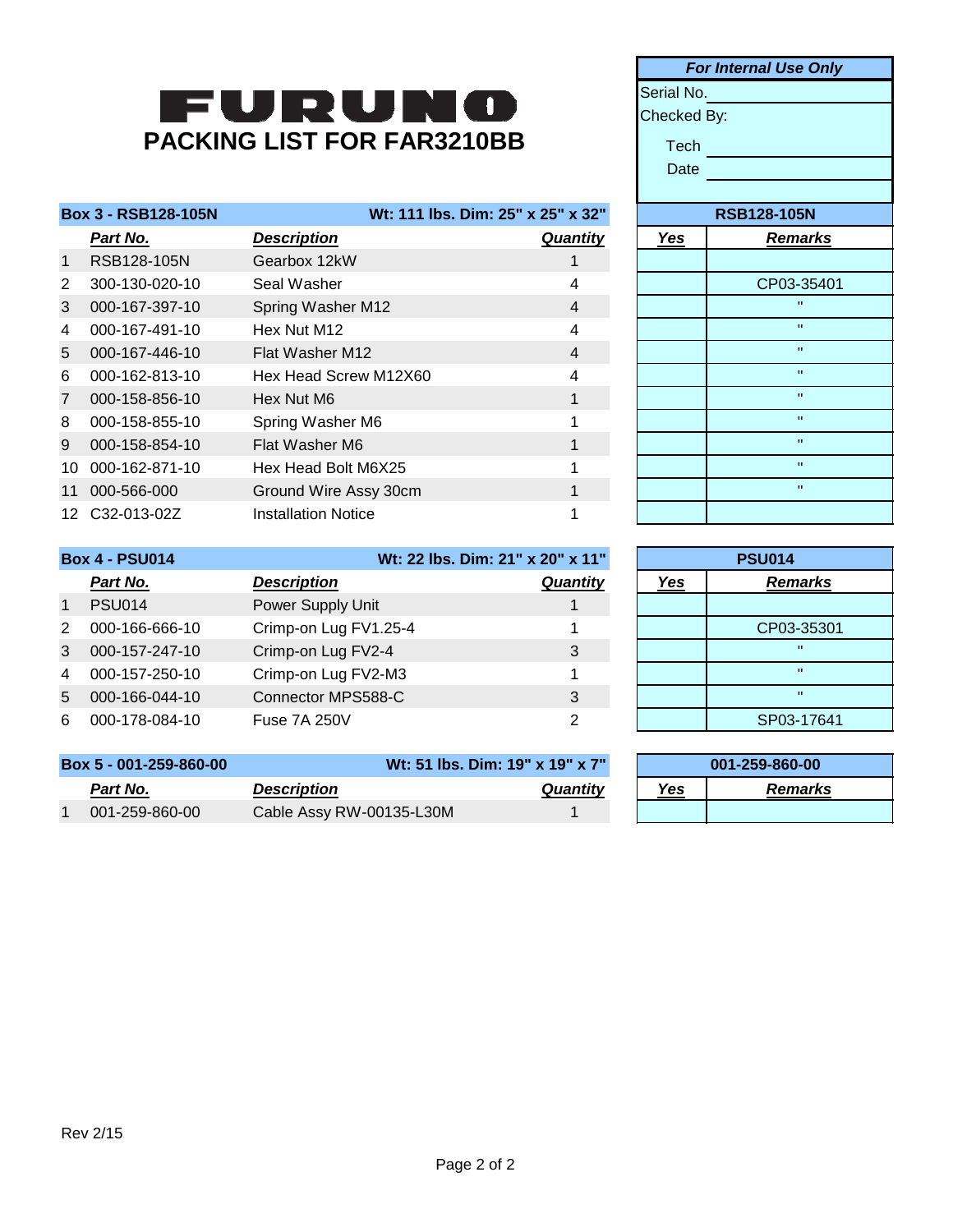# FURUNO

## PACKING LIST FOR FAR3210BB

| For Internal Use Only | |
|---|---|
| Serial No. | |
| Checked By: | |
| Tech | |
| Date | |

| Box 3 - RSB128-105N | | Wt: 111 lbs. Dim: 25" x 25" x 32" | | RSB128-105N | |
|---|---|---|---|---|---|
| | ***Part No.*** | ***Description*** | ***Quantity*** | ***Yes*** | ***Remarks*** |
| 1 | RSB128-105N | Gearbox 12kW | 1 | | |
| 2 | 300-130-020-10 | Seal Washer | 4 | | CP03-35401 |
| 3 | 000-167-397-10 | Spring Washer M12 | 4 | | " |
| 4 | 000-167-491-10 | Hex Nut M12 | 4 | | " |
| 5 | 000-167-446-10 | Flat Washer M12 | 4 | | " |
| 6 | 000-162-813-10 | Hex Head Screw M12X60 | 4 | | " |
| 7 | 000-158-856-10 | Hex Nut M6 | 1 | | " |
| 8 | 000-158-855-10 | Spring Washer M6 | 1 | | " |
| 9 | 000-158-854-10 | Flat Washer M6 | 1 | | " |
| 10 | 000-162-871-10 | Hex Head Bolt M6X25 | 1 | | " |
| 11 | 000-566-000 | Ground Wire Assy 30cm | 1 | | " |
| 12 | C32-013-02Z | Installation Notice | 1 | | |

| Box 4 - PSU014 | | Wt: 22 lbs. Dim: 21" x 20" x 11" | | PSU014 | |
|---|---|---|---|---|---|
| | ***Part No.*** | ***Description*** | ***Quantity*** | ***Yes*** | ***Remarks*** |
| 1 | PSU014 | Power Supply Unit | 1 | | |
| 2 | 000-166-666-10 | Crimp-on Lug FV1.25-4 | 1 | | CP03-35301 |
| 3 | 000-157-247-10 | Crimp-on Lug FV2-4 | 3 | | " |
| 4 | 000-157-250-10 | Crimp-on Lug FV2-M3 | 1 | | " |
| 5 | 000-166-044-10 | Connector MPS588-C | 3 | | " |
| 6 | 000-178-084-10 | Fuse 7A 250V | 2 | | SP03-17641 |

| Box 5 - 001-259-860-00 | | Wt: 51 lbs. Dim: 19" x 19" x 7" | | 001-259-860-00 | |
|---|---|---|---|---|---|
| | ***Part No.*** | ***Description*** | ***Quantity*** | ***Yes*** | ***Remarks*** |
| 1 | 001-259-860-00 | Cable Assy RW-00135-L30M | 1 | | |

Rev 2/15